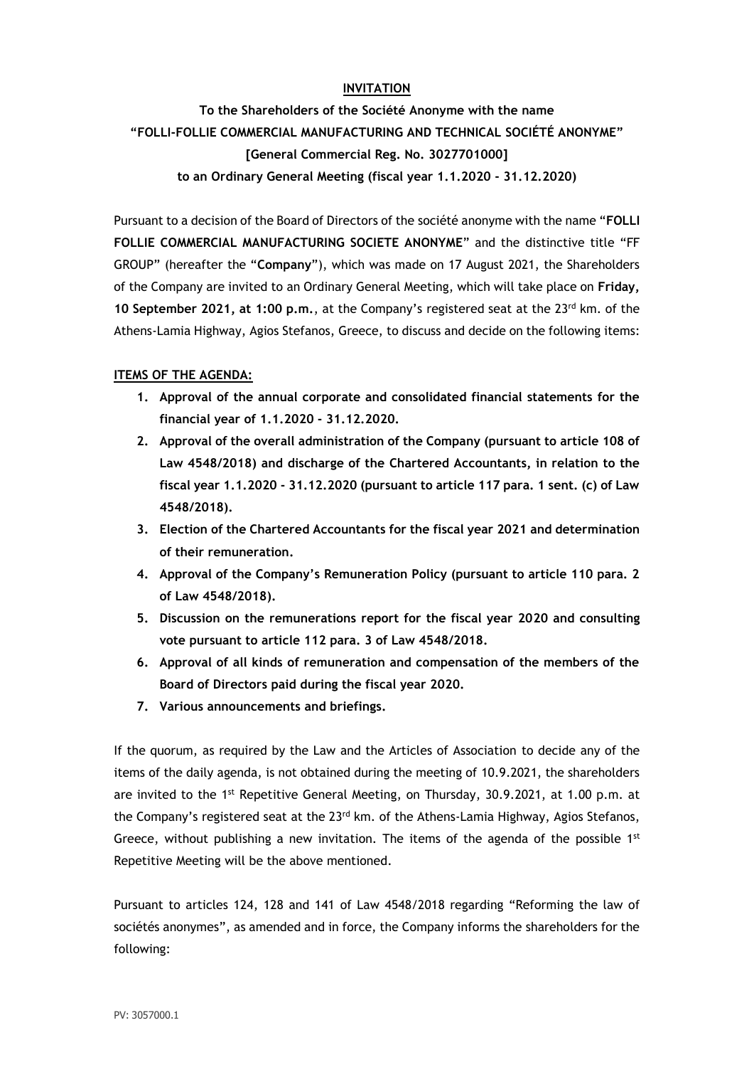# INVITATION

**To the Shareholders of the Société Anonyme with the name**
**"FOLLI-FOLLIE COMMERCIAL MANUFACTURING AND TECHNICAL SOCIÉTÉ ANONYME"**
**[General Commercial Reg. No. 3027701000]**
**to an Ordinary General Meeting (fiscal year 1.1.2020 - 31.12.2020)**

Pursuant to a decision of the Board of Directors of the société anonyme with the name "**FOLLI FOLLIE COMMERCIAL MANUFACTURING SOCIETE ANONYME**" and the distinctive title "FF GROUP" (hereafter the "**Company**"), which was made on 17 August 2021, the Shareholders of the Company are invited to an Ordinary General Meeting, which will take place on **Friday, 10 September 2021, at 1:00 p.m.**, at the Company's registered seat at the 23rd km. of the Athens-Lamia Highway, Agios Stefanos, Greece, to discuss and decide on the following items:

## ITEMS OF THE AGENDA:

1. **Approval of the annual corporate and consolidated financial statements for the financial year of 1.1.2020 - 31.12.2020.**
2. **Approval of the overall administration of the Company (pursuant to article 108 of Law 4548/2018) and discharge of the Chartered Accountants, in relation to the fiscal year 1.1.2020 - 31.12.2020 (pursuant to article 117 para. 1 sent. (c) of Law 4548/2018).**
3. **Election of the Chartered Accountants for the fiscal year 2021 and determination of their remuneration.**
4. **Approval of the Company's Remuneration Policy (pursuant to article 110 para. 2 of Law 4548/2018).**
5. **Discussion on the remunerations report for the fiscal year 2020 and consulting vote pursuant to article 112 para. 3 of Law 4548/2018.**
6. **Approval of all kinds of remuneration and compensation of the members of the Board of Directors paid during the fiscal year 2020.**
7. **Various announcements and briefings.**

If the quorum, as required by the Law and the Articles of Association to decide any of the items of the daily agenda, is not obtained during the meeting of 10.9.2021, the shareholders are invited to the 1st Repetitive General Meeting, on Thursday, 30.9.2021, at 1.00 p.m. at the Company's registered seat at the 23rd km. of the Athens-Lamia Highway, Agios Stefanos, Greece, without publishing a new invitation. The items of the agenda of the possible 1st Repetitive Meeting will be the above mentioned.

Pursuant to articles 124, 128 and 141 of Law 4548/2018 regarding "Reforming the law of sociétés anonymes", as amended and in force, the Company informs the shareholders for the following: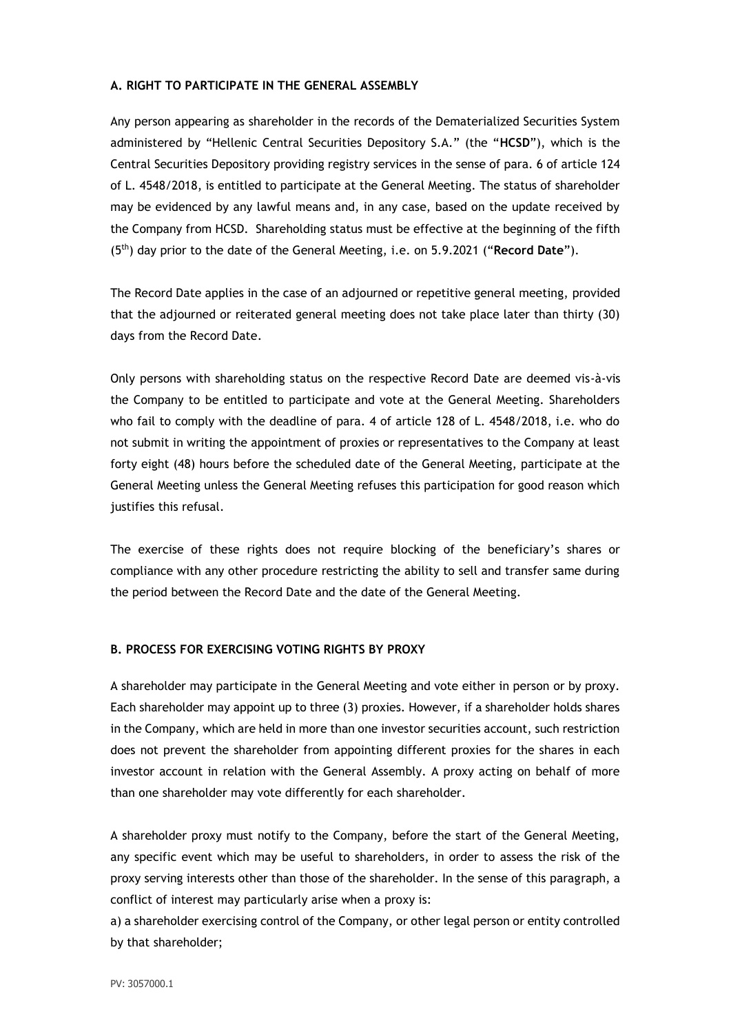**A. RIGHT TO PARTICIPATE IN THE GENERAL ASSEMBLY**

Any person appearing as shareholder in the records of the Dematerialized Securities System administered by "Hellenic Central Securities Depository S.A." (the "**HCSD**"), which is the Central Securities Depository providing registry services in the sense of para. 6 of article 124 of L. 4548/2018, is entitled to participate at the General Meeting. The status of shareholder may be evidenced by any lawful means and, in any case, based on the update received by the Company from HCSD. Shareholding status must be effective at the beginning of the fifth (5th) day prior to the date of the General Meeting, i.e. on 5.9.2021 ("**Record Date**").

The Record Date applies in the case of an adjourned or repetitive general meeting, provided that the adjourned or reiterated general meeting does not take place later than thirty (30) days from the Record Date.

Only persons with shareholding status on the respective Record Date are deemed vis-à-vis the Company to be entitled to participate and vote at the General Meeting. Shareholders who fail to comply with the deadline of para. 4 of article 128 of L. 4548/2018, i.e. who do not submit in writing the appointment of proxies or representatives to the Company at least forty eight (48) hours before the scheduled date of the General Meeting, participate at the General Meeting unless the General Meeting refuses this participation for good reason which justifies this refusal.

The exercise of these rights does not require blocking of the beneficiary's shares or compliance with any other procedure restricting the ability to sell and transfer same during the period between the Record Date and the date of the General Meeting.

**B. PROCESS FOR EXERCISING VOTING RIGHTS BY PROXY**

A shareholder may participate in the General Meeting and vote either in person or by proxy. Each shareholder may appoint up to three (3) proxies. However, if a shareholder holds shares in the Company, which are held in more than one investor securities account, such restriction does not prevent the shareholder from appointing different proxies for the shares in each investor account in relation with the General Assembly. A proxy acting on behalf of more than one shareholder may vote differently for each shareholder.

A shareholder proxy must notify to the Company, before the start of the General Meeting, any specific event which may be useful to shareholders, in order to assess the risk of the proxy serving interests other than those of the shareholder. In the sense of this paragraph, a conflict of interest may particularly arise when a proxy is:

a) a shareholder exercising control of the Company, or other legal person or entity controlled by that shareholder;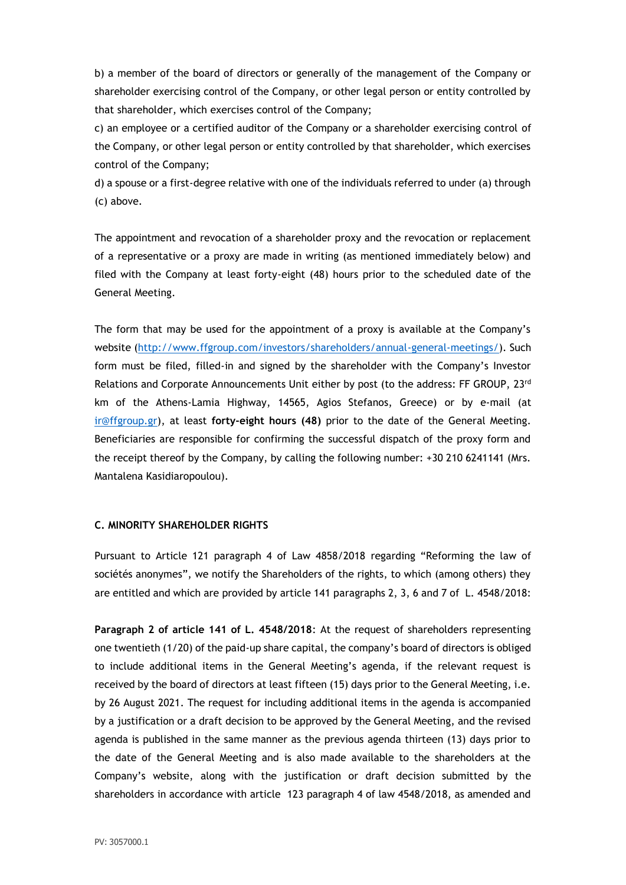b) a member of the board of directors or generally of the management of the Company or shareholder exercising control of the Company, or other legal person or entity controlled by that shareholder, which exercises control of the Company;

c) an employee or a certified auditor of the Company or a shareholder exercising control of the Company, or other legal person or entity controlled by that shareholder, which exercises control of the Company;

d) a spouse or a first-degree relative with one of the individuals referred to under (a) through (c) above.

The appointment and revocation of a shareholder proxy and the revocation or replacement of a representative or a proxy are made in writing (as mentioned immediately below) and filed with the Company at least forty-eight (48) hours prior to the scheduled date of the General Meeting.

The form that may be used for the appointment of a proxy is available at the Company's website (http://www.ffgroup.com/investors/shareholders/annual-general-meetings/). Such form must be filed, filled-in and signed by the shareholder with the Company's Investor Relations and Corporate Announcements Unit either by post (to the address: FF GROUP, 23rd km of the Athens-Lamia Highway, 14565, Agios Stefanos, Greece) or by e-mail (at ir@ffgroup.gr), at least **forty-eight hours (48)** prior to the date of the General Meeting. Beneficiaries are responsible for confirming the successful dispatch of the proxy form and the receipt thereof by the Company, by calling the following number: +30 210 6241141 (Mrs. Mantalena Kasidiaropoulou).

## C. MINORITY SHAREHOLDER RIGHTS

Pursuant to Article 121 paragraph 4 of Law 4858/2018 regarding "Reforming the law of sociétés anonymes", we notify the Shareholders of the rights, to which (among others) they are entitled and which are provided by article 141 paragraphs 2, 3, 6 and 7 of L. 4548/2018:

**Paragraph 2 of article 141 of L. 4548/2018**: At the request of shareholders representing one twentieth (1/20) of the paid-up share capital, the company's board of directors is obliged to include additional items in the General Meeting's agenda, if the relevant request is received by the board of directors at least fifteen (15) days prior to the General Meeting, i.e. by 26 August 2021. The request for including additional items in the agenda is accompanied by a justification or a draft decision to be approved by the General Meeting, and the revised agenda is published in the same manner as the previous agenda thirteen (13) days prior to the date of the General Meeting and is also made available to the shareholders at the Company's website, along with the justification or draft decision submitted by the shareholders in accordance with article 123 paragraph 4 of law 4548/2018, as amended and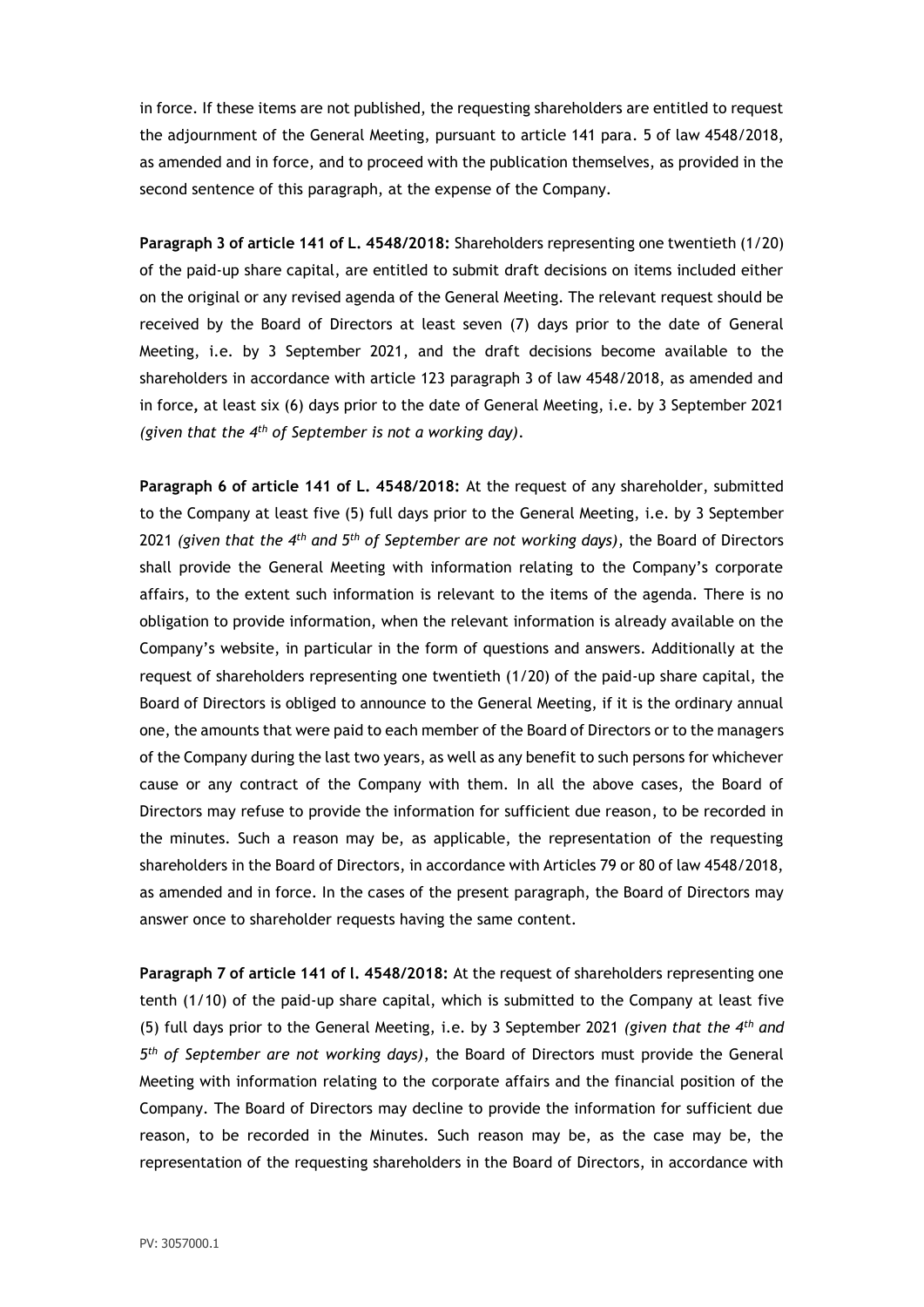in force. If these items are not published, the requesting shareholders are entitled to request the adjournment of the General Meeting, pursuant to article 141 para. 5 of law 4548/2018, as amended and in force, and to proceed with the publication themselves, as provided in the second sentence of this paragraph, at the expense of the Company.

**Paragraph 3 of article 141 of L. 4548/2018:** Shareholders representing one twentieth (1/20) of the paid-up share capital, are entitled to submit draft decisions on items included either on the original or any revised agenda of the General Meeting. The relevant request should be received by the Board of Directors at least seven (7) days prior to the date of General Meeting, i.e. by 3 September 2021, and the draft decisions become available to the shareholders in accordance with article 123 paragraph 3 of law 4548/2018, as amended and in force, at least six (6) days prior to the date of General Meeting, i.e. by 3 September 2021 *(given that the 4th of September is not a working day)*.

**Paragraph 6 of article 141 of L. 4548/2018:** At the request of any shareholder, submitted to the Company at least five (5) full days prior to the General Meeting, i.e. by 3 September 2021 *(given that the 4th and 5th of September are not working days)*, the Board of Directors shall provide the General Meeting with information relating to the Company's corporate affairs, to the extent such information is relevant to the items of the agenda. There is no obligation to provide information, when the relevant information is already available on the Company's website, in particular in the form of questions and answers. Additionally at the request of shareholders representing one twentieth (1/20) of the paid-up share capital, the Board of Directors is obliged to announce to the General Meeting, if it is the ordinary annual one, the amounts that were paid to each member of the Board of Directors or to the managers of the Company during the last two years, as well as any benefit to such persons for whichever cause or any contract of the Company with them. In all the above cases, the Board of Directors may refuse to provide the information for sufficient due reason, to be recorded in the minutes. Such a reason may be, as applicable, the representation of the requesting shareholders in the Board of Directors, in accordance with Articles 79 or 80 of law 4548/2018, as amended and in force. In the cases of the present paragraph, the Board of Directors may answer once to shareholder requests having the same content.

**Paragraph 7 of article 141 of l. 4548/2018:** At the request of shareholders representing one tenth (1/10) of the paid-up share capital, which is submitted to the Company at least five (5) full days prior to the General Meeting, i.e. by 3 September 2021 *(given that the 4th and 5th of September are not working days)*, the Board of Directors must provide the General Meeting with information relating to the corporate affairs and the financial position of the Company. The Board of Directors may decline to provide the information for sufficient due reason, to be recorded in the Minutes. Such reason may be, as the case may be, the representation of the requesting shareholders in the Board of Directors, in accordance with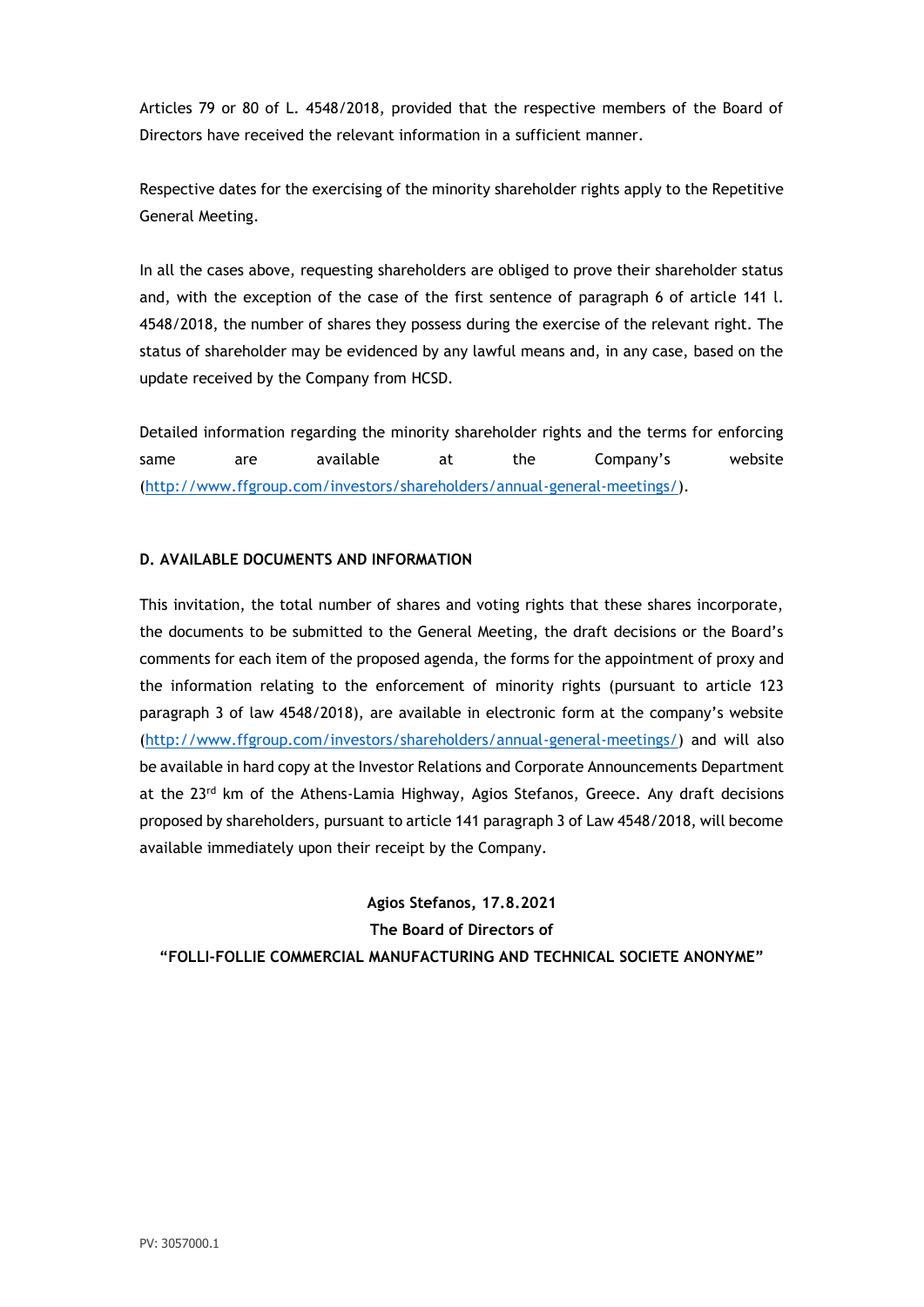Articles 79 or 80 of L. 4548/2018, provided that the respective members of the Board of Directors have received the relevant information in a sufficient manner.

Respective dates for the exercising of the minority shareholder rights apply to the Repetitive General Meeting.

In all the cases above, requesting shareholders are obliged to prove their shareholder status and, with the exception of the case of the first sentence of paragraph 6 of article 141 l. 4548/2018, the number of shares they possess during the exercise of the relevant right. The status of shareholder may be evidenced by any lawful means and, in any case, based on the update received by the Company from HCSD.

Detailed information regarding the minority shareholder rights and the terms for enforcing same are available at the Company's website (http://www.ffgroup.com/investors/shareholders/annual-general-meetings/).

**D. AVAILABLE DOCUMENTS AND INFORMATION**

This invitation, the total number of shares and voting rights that these shares incorporate, the documents to be submitted to the General Meeting, the draft decisions or the Board's comments for each item of the proposed agenda, the forms for the appointment of proxy and the information relating to the enforcement of minority rights (pursuant to article 123 paragraph 3 of law 4548/2018), are available in electronic form at the company's website (http://www.ffgroup.com/investors/shareholders/annual-general-meetings/) and will also be available in hard copy at the Investor Relations and Corporate Announcements Department at the 23rd km of the Athens-Lamia Highway, Agios Stefanos, Greece. Any draft decisions proposed by shareholders, pursuant to article 141 paragraph 3 of Law 4548/2018, will become available immediately upon their receipt by the Company.

**Agios Stefanos, 17.8.2021**

**The Board of Directors of**

**"FOLLI-FOLLIE COMMERCIAL MANUFACTURING AND TECHNICAL SOCIETE ANONYME"**

PV: 3057000.1